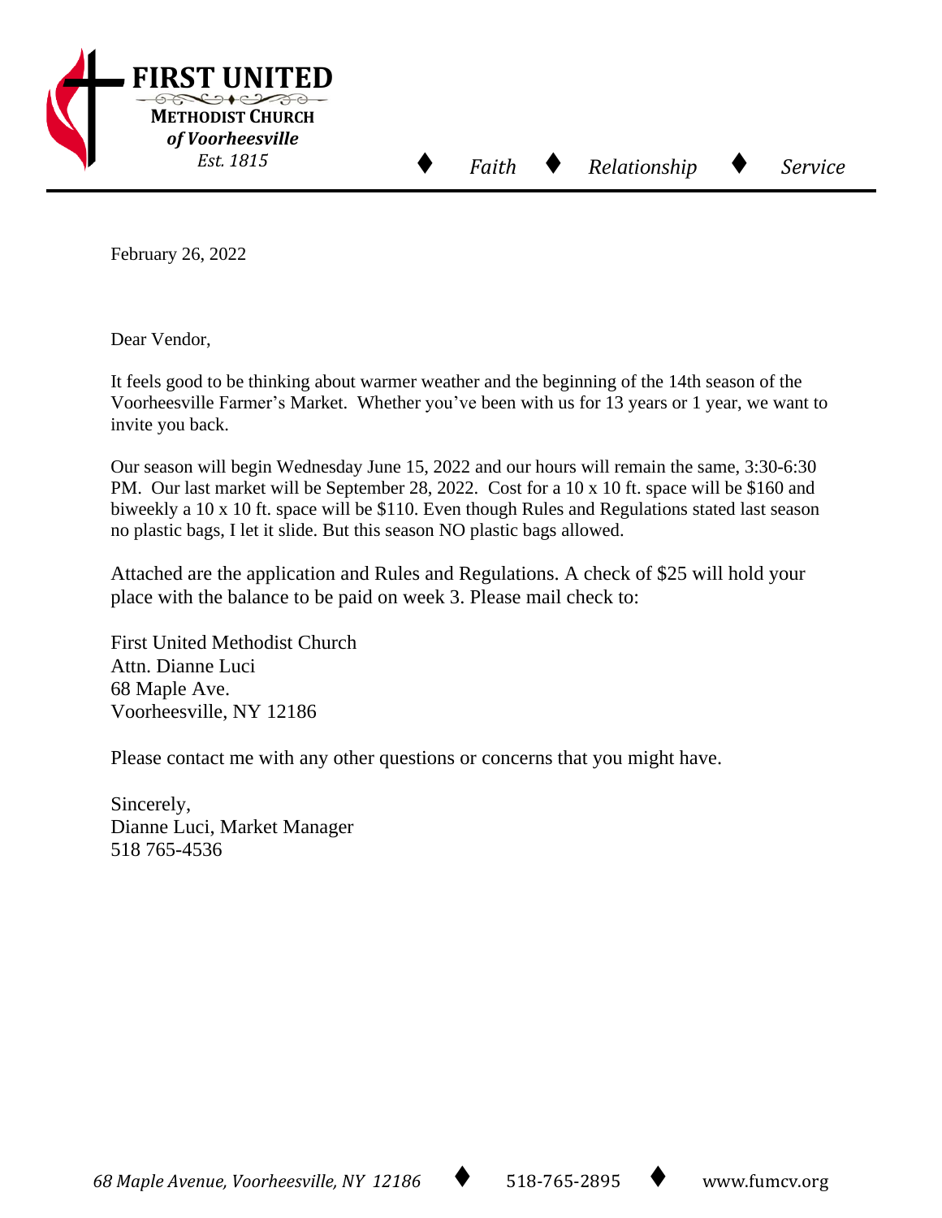**FIRST UNITED**
**METHODIST CHURCH**
***of Voorheesville***
*Est. 1815*

♦ *Faith* ♦ *Relationship* ♦ *Service*

February 26, 2022

Dear Vendor,

It feels good to be thinking about warmer weather and the beginning of the 14th season of the Voorheesville Farmer's Market. Whether you've been with us for 13 years or 1 year, we want to invite you back.

Our season will begin Wednesday June 15, 2022 and our hours will remain the same, 3:30-6:30 PM. Our last market will be September 28, 2022. Cost for a 10 x 10 ft. space will be $160 and biweekly a 10 x 10 ft. space will be $110. Even though Rules and Regulations stated last season no plastic bags, I let it slide. But this season NO plastic bags allowed.

Attached are the application and Rules and Regulations. A check of $25 will hold your place with the balance to be paid on week 3. Please mail check to:

First United Methodist Church
Attn. Dianne Luci
68 Maple Ave.
Voorheesville, NY 12186

Please contact me with any other questions or concerns that you might have.

Sincerely,
Dianne Luci, Market Manager
518 765-4536

*68 Maple Avenue, Voorheesville, NY 12186* ♦ 518-765-2895 ♦ www.fumcv.org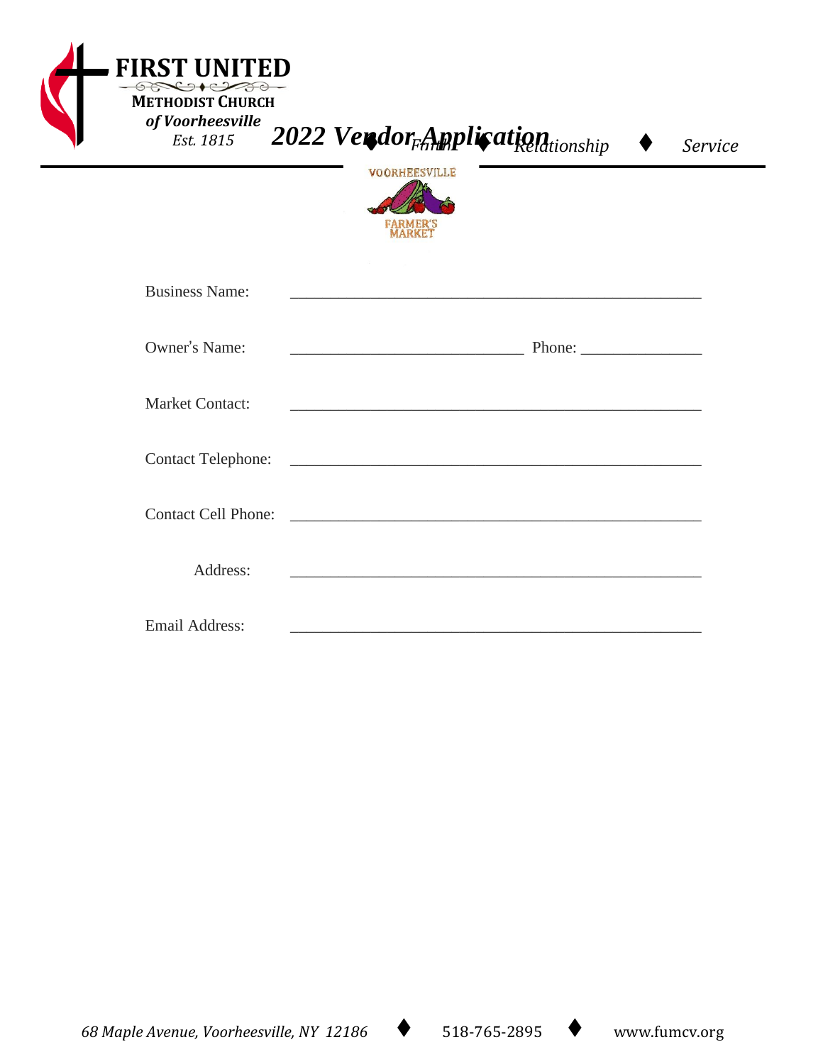**FIRST UNITED**
**METHODIST CHURCH**
*of Voorheesville*
*Est. 1815*

# *2022 Vendor Application*

*Faith ♦ Relationship ♦ Service*

VOORHEESVILLE FARMER'S MARKET

Business Name: ______________________________________________________

Owner's Name: ______________________________ Phone: _______________

Market Contact: ______________________________________________________

Contact Telephone: ______________________________________________________

Contact Cell Phone: ______________________________________________________

Address: ______________________________________________________

Email Address: ______________________________________________________

*68 Maple Avenue, Voorheesville, NY 12186* ♦ 518-765-2895 ♦ www.fumcv.org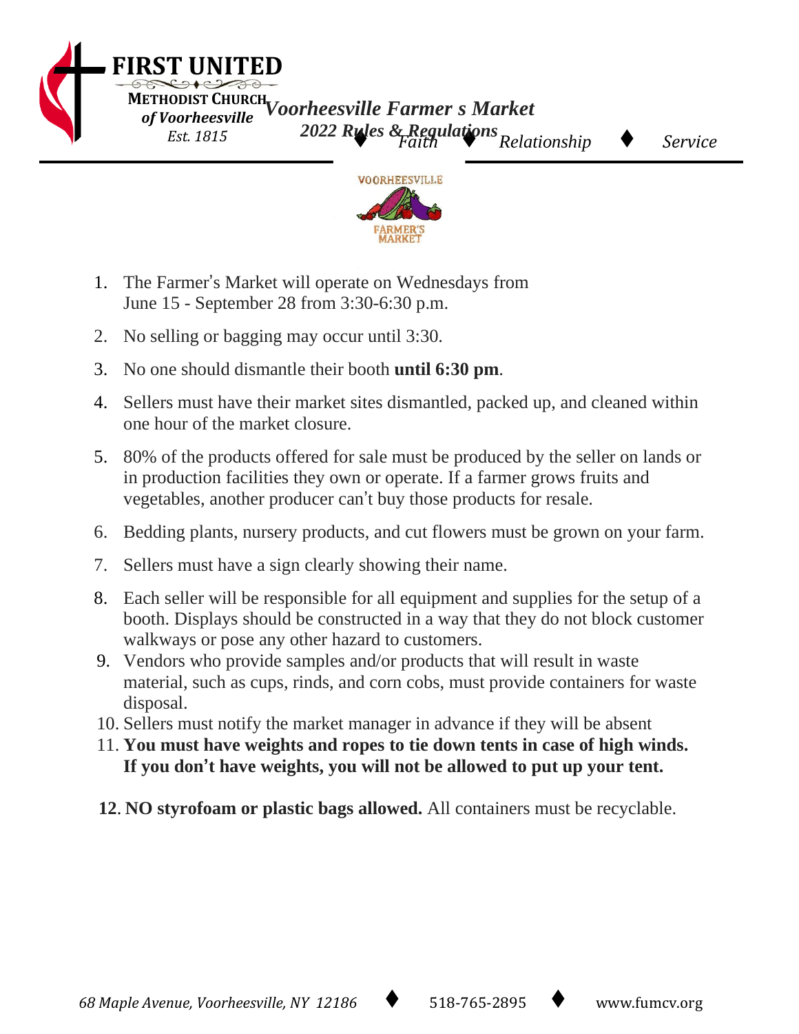**FIRST UNITED**

**METHODIST CHURCH**

*of Voorheesville*

*Est. 1815*

*Faith ♦ Relationship ♦ Service*

# *Voorheesville Farmer s Market*

## *2022 Rules & Regulations*

VOORHEESVILLE FARMER'S MARKET

1. The Farmer's Market will operate on Wednesdays from June 15 - September 28 from 3:30-6:30 p.m.
2. No selling or bagging may occur until 3:30.
3. No one should dismantle their booth **until 6:30 pm**.
4. Sellers must have their market sites dismantled, packed up, and cleaned within one hour of the market closure.
5. 80% of the products offered for sale must be produced by the seller on lands or in production facilities they own or operate. If a farmer grows fruits and vegetables, another producer can't buy those products for resale.
6. Bedding plants, nursery products, and cut flowers must be grown on your farm.
7. Sellers must have a sign clearly showing their name.
8. Each seller will be responsible for all equipment and supplies for the setup of a booth. Displays should be constructed in a way that they do not block customer walkways or pose any other hazard to customers.
9. Vendors who provide samples and/or products that will result in waste material, such as cups, rinds, and corn cobs, must provide containers for waste disposal.
10. Sellers must notify the market manager in advance if they will be absent
11. **You must have weights and ropes to tie down tents in case of high winds. If you don't have weights, you will not be allowed to put up your tent.**
12. **NO styrofoam or plastic bags allowed.** All containers must be recyclable.

*68 Maple Avenue, Voorheesville, NY 12186* ♦ 518-765-2895 ♦ www.fumcv.org